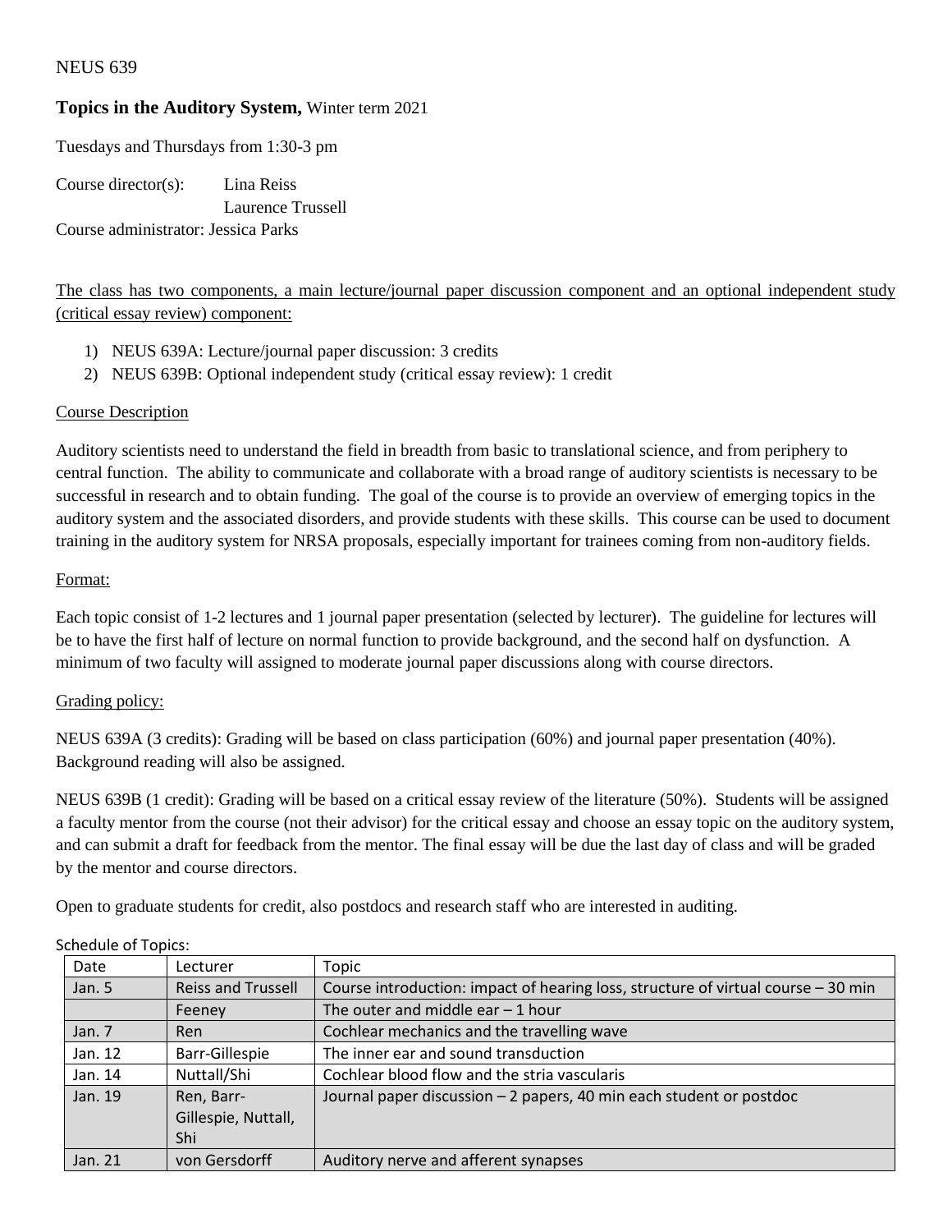NEUS 639

## **Topics in the Auditory System,** Winter term 2021

Tuesdays and Thursdays from 1:30-3 pm

Course director(s): Lina Reiss
Laurence Trussell

Course administrator: Jessica Parks

The class has two components, a main lecture/journal paper discussion component and an optional independent study (critical essay review) component:

1) NEUS 639A: Lecture/journal paper discussion: 3 credits
2) NEUS 639B: Optional independent study (critical essay review): 1 credit

### Course Description

Auditory scientists need to understand the field in breadth from basic to translational science, and from periphery to central function. The ability to communicate and collaborate with a broad range of auditory scientists is necessary to be successful in research and to obtain funding. The goal of the course is to provide an overview of emerging topics in the auditory system and the associated disorders, and provide students with these skills. This course can be used to document training in the auditory system for NRSA proposals, especially important for trainees coming from non-auditory fields.

### Format:

Each topic consist of 1-2 lectures and 1 journal paper presentation (selected by lecturer). The guideline for lectures will be to have the first half of lecture on normal function to provide background, and the second half on dysfunction. A minimum of two faculty will assigned to moderate journal paper discussions along with course directors.

### Grading policy:

NEUS 639A (3 credits): Grading will be based on class participation (60%) and journal paper presentation (40%). Background reading will also be assigned.

NEUS 639B (1 credit): Grading will be based on a critical essay review of the literature (50%). Students will be assigned a faculty mentor from the course (not their advisor) for the critical essay and choose an essay topic on the auditory system, and can submit a draft for feedback from the mentor. The final essay will be due the last day of class and will be graded by the mentor and course directors.

Open to graduate students for credit, also postdocs and research staff who are interested in auditing.

Schedule of Topics:

| Date | Lecturer | Topic |
|---|---|---|
| Jan. 5 | Reiss and Trussell | Course introduction: impact of hearing loss, structure of virtual course – 30 min |
| | Feeney | The outer and middle ear – 1 hour |
| Jan. 7 | Ren | Cochlear mechanics and the travelling wave |
| Jan. 12 | Barr-Gillespie | The inner ear and sound transduction |
| Jan. 14 | Nuttall/Shi | Cochlear blood flow and the stria vascularis |
| Jan. 19 | Ren, Barr-Gillespie, Nuttall, Shi | Journal paper discussion – 2 papers, 40 min each student or postdoc |
| Jan. 21 | von Gersdorff | Auditory nerve and afferent synapses |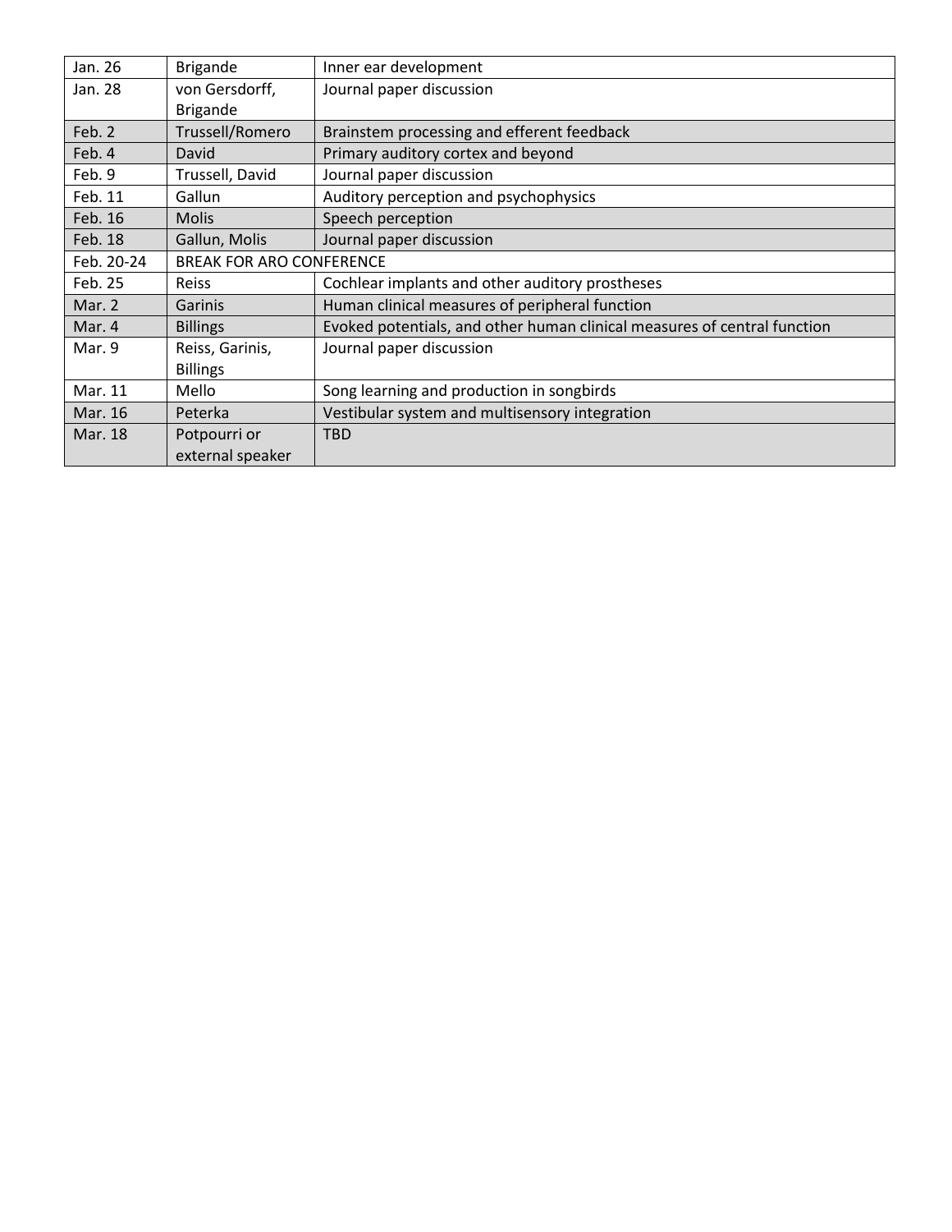| | | |
|---|---|---|
| Jan. 26 | Brigande | Inner ear development |
| Jan. 28 | von Gersdorff, Brigande | Journal paper discussion |
| Feb. 2 | Trussell/Romero | Brainstem processing and efferent feedback |
| Feb. 4 | David | Primary auditory cortex and beyond |
| Feb. 9 | Trussell, David | Journal paper discussion |
| Feb. 11 | Gallun | Auditory perception and psychophysics |
| Feb. 16 | Molis | Speech perception |
| Feb. 18 | Gallun, Molis | Journal paper discussion |
| Feb. 20-24 | BREAK FOR ARO CONFERENCE | |
| Feb. 25 | Reiss | Cochlear implants and other auditory prostheses |
| Mar. 2 | Garinis | Human clinical measures of peripheral function |
| Mar. 4 | Billings | Evoked potentials, and other human clinical measures of central function |
| Mar. 9 | Reiss, Garinis, Billings | Journal paper discussion |
| Mar. 11 | Mello | Song learning and production in songbirds |
| Mar. 16 | Peterka | Vestibular system and multisensory integration |
| Mar. 18 | Potpourri or external speaker | TBD |